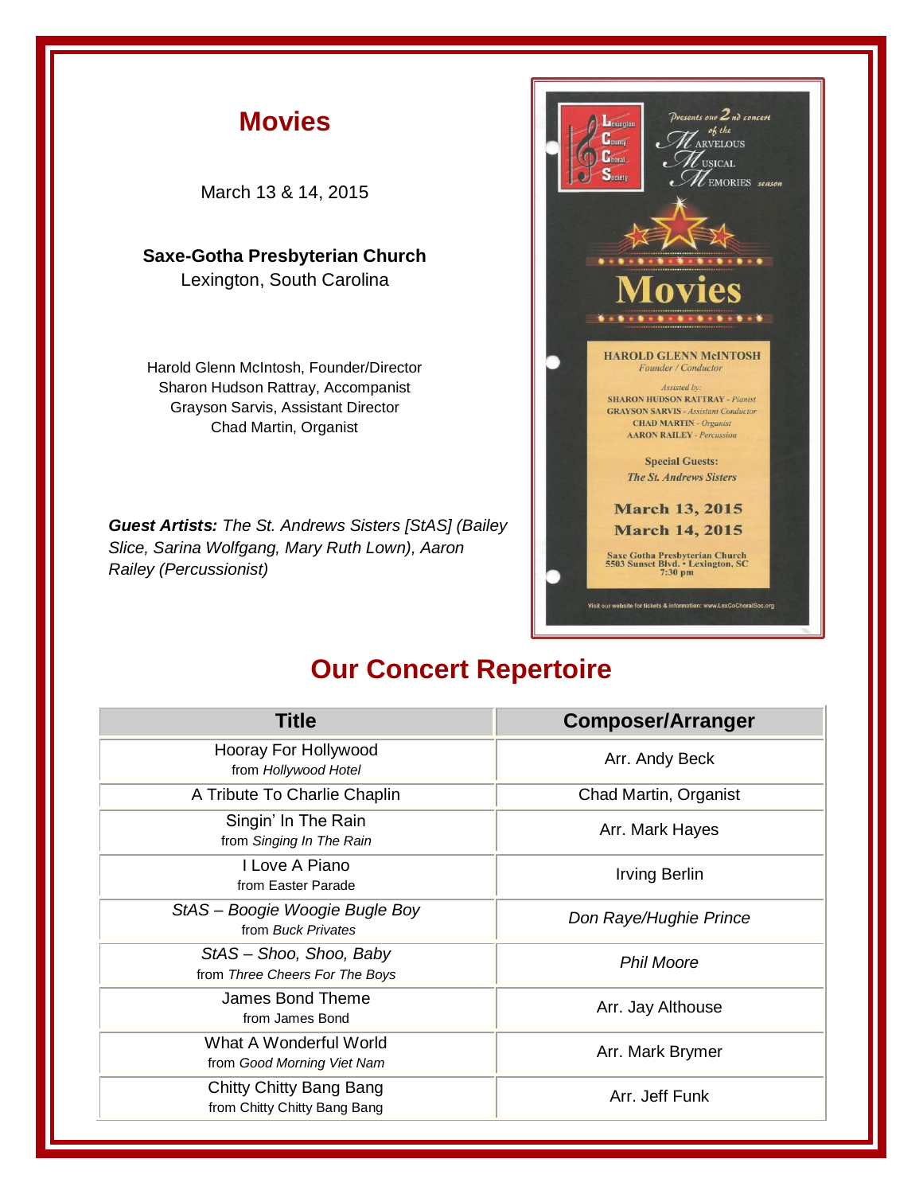# Movies

March 13 & 14, 2015

**Saxe-Gotha Presbyterian Church**
Lexington, South Carolina

Harold Glenn McIntosh, Founder/Director
Sharon Hudson Rattray, Accompanist
Grayson Sarvis, Assistant Director
Chad Martin, Organist

***Guest Artists:*** *The St. Andrews Sisters [StAS] (Bailey Slice, Sarina Wolfgang, Mary Ruth Lown), Aaron Railey (Percussionist)*

## Our Concert Repertoire

| Title | Composer/Arranger |
|---|---|
| Hooray For Hollywood<br>from *Hollywood Hotel* | Arr. Andy Beck |
| A Tribute To Charlie Chaplin | Chad Martin, Organist |
| Singin' In The Rain<br>from *Singing In The Rain* | Arr. Mark Hayes |
| I Love A Piano<br>from Easter Parade | Irving Berlin |
| *StAS – Boogie Woogie Bugle Boy*<br>from *Buck Privates* | *Don Raye/Hughie Prince* |
| *StAS – Shoo, Shoo, Baby*<br>from *Three Cheers For The Boys* | *Phil Moore* |
| James Bond Theme<br>from James Bond | Arr. Jay Althouse |
| What A Wonderful World<br>from *Good Morning Viet Nam* | Arr. Mark Brymer |
| Chitty Chitty Bang Bang<br>from Chitty Chitty Bang Bang | Arr. Jeff Funk |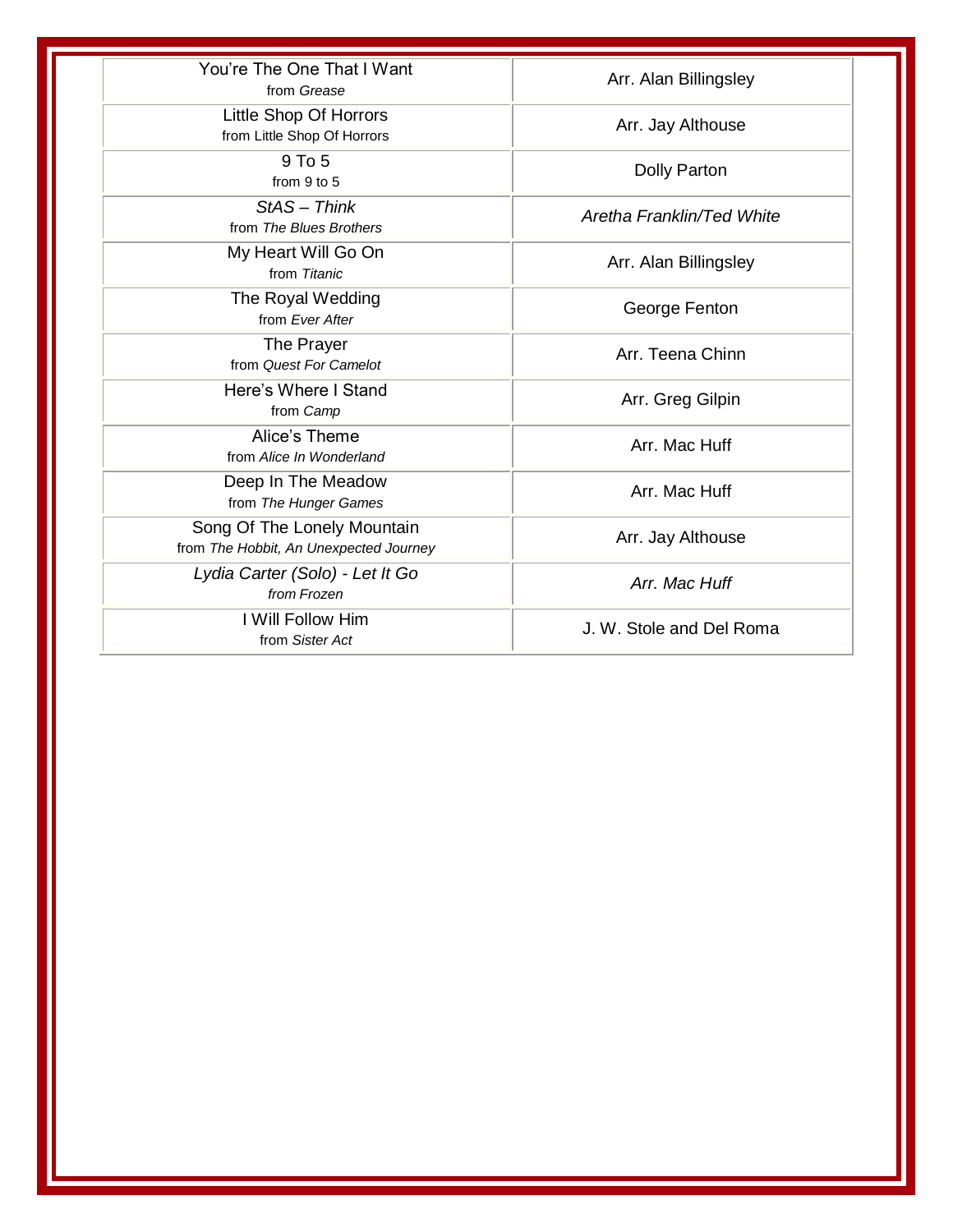| | |
|---|---|
| You're The One That I Want<br>from *Grease* | Arr. Alan Billingsley |
| Little Shop Of Horrors<br>from Little Shop Of Horrors | Arr. Jay Althouse |
| 9 To 5<br>from 9 to 5 | Dolly Parton |
| *StAS – Think*<br>from *The Blues Brothers* | *Aretha Franklin/Ted White* |
| My Heart Will Go On<br>from *Titanic* | Arr. Alan Billingsley |
| The Royal Wedding<br>from *Ever After* | George Fenton |
| The Prayer<br>from *Quest For Camelot* | Arr. Teena Chinn |
| Here's Where I Stand<br>from *Camp* | Arr. Greg Gilpin |
| Alice's Theme<br>from *Alice In Wonderland* | Arr. Mac Huff |
| Deep In The Meadow<br>from *The Hunger Games* | Arr. Mac Huff |
| Song Of The Lonely Mountain<br>from *The Hobbit, An Unexpected Journey* | Arr. Jay Althouse |
| *Lydia Carter (Solo) - Let It Go*<br>*from Frozen* | *Arr. Mac Huff* |
| I Will Follow Him<br>from *Sister Act* | J. W. Stole and Del Roma |